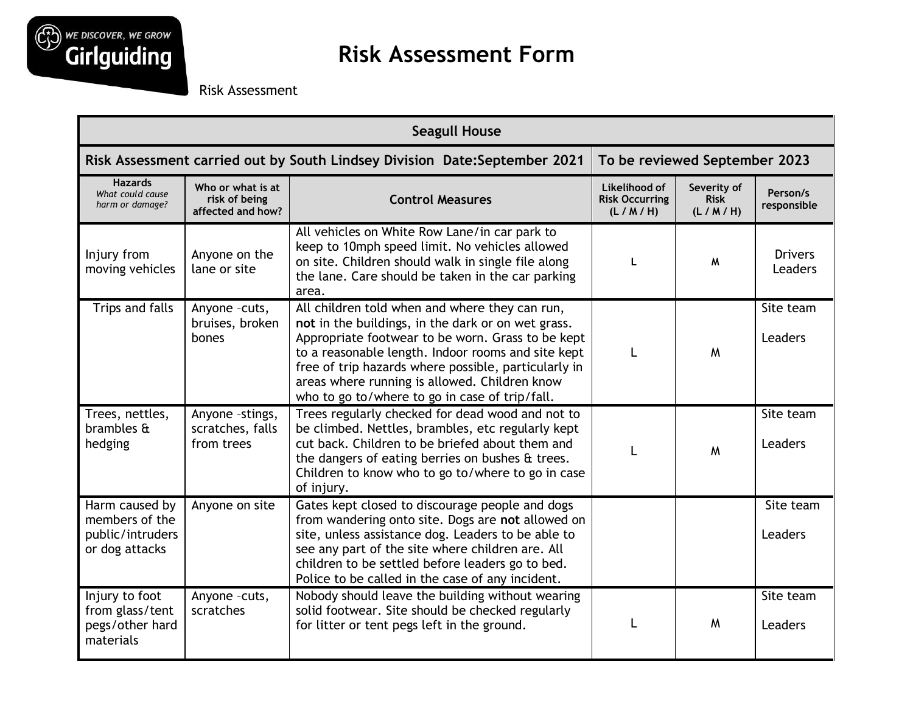WE DISCOVER, WE GROW
Girlguiding

# Risk Assessment Form

Risk Assessment

| **Seagull House** | | | | | |
|---|---|---|---|---|---|
| **Risk Assessment carried out by South Lindsey Division Date:September 2021** | | | **To be reviewed September 2023** | | |
| **Hazards** *What could cause harm or damage?* | **Who or what is at risk of being affected and how?** | **Control Measures** | **Likelihood of Risk Occurring (L / M / H)** | **Severity of Risk (L / M / H)** | **Person/s responsible** |
| Injury from moving vehicles | Anyone on the lane or site | All vehicles on White Row Lane/in car park to keep to 10mph speed limit. No vehicles allowed on site. Children should walk in single file along the lane. Care should be taken in the car parking area. | L | M | Drivers Leaders |
| Trips and falls | Anyone –cuts, bruises, broken bones | All children told when and where they can run, **not** in the buildings, in the dark or on wet grass. Appropriate footwear to be worn. Grass to be kept to a reasonable length. Indoor rooms and site kept free of trip hazards where possible, particularly in areas where running is allowed. Children know who to go to/where to go in case of trip/fall. | L | M | Site team Leaders |
| Trees, nettles, brambles & hedging | Anyone –stings, scratches, falls from trees | Trees regularly checked for dead wood and not to be climbed. Nettles, brambles, etc regularly kept cut back. Children to be briefed about them and the dangers of eating berries on bushes & trees. Children to know who to go to/where to go in case of injury. | L | M | Site team Leaders |
| Harm caused by members of the public/intruders or dog attacks | Anyone on site | Gates kept closed to discourage people and dogs from wandering onto site. Dogs are **not** allowed on site, unless assistance dog. Leaders to be able to see any part of the site where children are. All children to be settled before leaders go to bed. Police to be called in the case of any incident. | | | Site team Leaders |
| Injury to foot from glass/tent pegs/other hard materials | Anyone –cuts, scratches | Nobody should leave the building without wearing solid footwear. Site should be checked regularly for litter or tent pegs left in the ground. | L | M | Site team Leaders |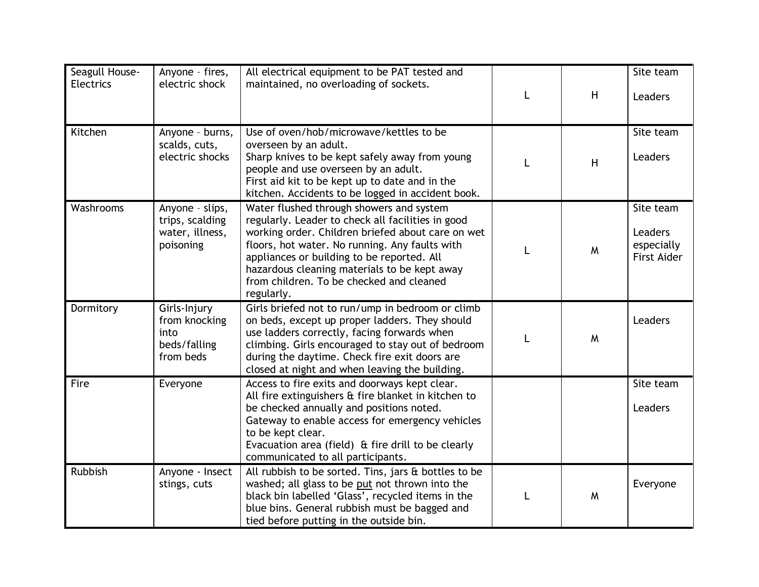| | | | | | |
|---|---|---|---|---|---|
| Seagull House-Electrics | Anyone – fires, electric shock | All electrical equipment to be PAT tested and maintained, no overloading of sockets. | L | H | Site team<br><br>Leaders |
| Kitchen | Anyone – burns, scalds, cuts, electric shocks | Use of oven/hob/microwave/kettles to be overseen by an adult.<br>Sharp knives to be kept safely away from young people and use overseen by an adult.<br>First aid kit to be kept up to date and in the kitchen. Accidents to be logged in accident book. | L | H | Site team<br><br>Leaders |
| Washrooms | Anyone – slips, trips, scalding water, illness, poisoning | Water flushed through showers and system regularly. Leader to check all facilities in good working order. Children briefed about care on wet floors, hot water. No running. Any faults with appliances or building to be reported. All hazardous cleaning materials to be kept away from children. To be checked and cleaned regularly. | L | M | Site team<br><br>Leaders especially First Aider |
| Dormitory | Girls-Injury from knocking into beds/falling from beds | Girls briefed not to run/ump in bedroom or climb on beds, except up proper ladders. They should use ladders correctly, facing forwards when climbing. Girls encouraged to stay out of bedroom during the daytime. Check fire exit doors are closed at night and when leaving the building. | L | M | Leaders |
| Fire | Everyone | Access to fire exits and doorways kept clear.<br>All fire extinguishers & fire blanket in kitchen to be checked annually and positions noted.<br>Gateway to enable access for emergency vehicles to be kept clear.<br>Evacuation area (field) & fire drill to be clearly communicated to all participants. | | | Site team<br><br>Leaders |
| Rubbish | Anyone - Insect stings, cuts | All rubbish to be sorted. Tins, jars & bottles to be washed; all glass to be put not thrown into the black bin labelled 'Glass', recycled items in the blue bins. General rubbish must be bagged and tied before putting in the outside bin. | L | M | Everyone |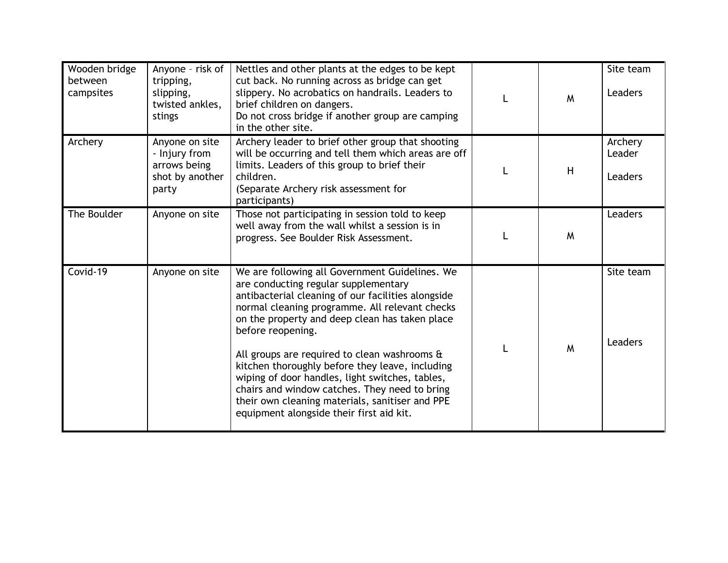| | | | | | |
|---|---|---|---|---|---|
| Wooden bridge between campsites | Anyone – risk of tripping, slipping, twisted ankles, stings | Nettles and other plants at the edges to be kept cut back. No running across as bridge can get slippery. No acrobatics on handrails. Leaders to brief children on dangers.<br>Do not cross bridge if another group are camping in the other site. | L | M | Site team<br><br>Leaders |
| Archery | Anyone on site - Injury from arrows being shot by another party | Archery leader to brief other group that shooting will be occurring and tell them which areas are off limits. Leaders of this group to brief their children.<br>(Separate Archery risk assessment for participants) | L | H | Archery Leader<br><br>Leaders |
| The Boulder | Anyone on site | Those not participating in session told to keep well away from the wall whilst a session is in progress. See Boulder Risk Assessment. | L | M | Leaders |
| Covid-19 | Anyone on site | We are following all Government Guidelines. We are conducting regular supplementary antibacterial cleaning of our facilities alongside normal cleaning programme. All relevant checks on the property and deep clean has taken place before reopening.<br><br>All groups are required to clean washrooms & kitchen thoroughly before they leave, including wiping of door handles, light switches, tables, chairs and window catches. They need to bring their own cleaning materials, sanitiser and PPE equipment alongside their first aid kit. | L | M | Site team<br><br>Leaders |